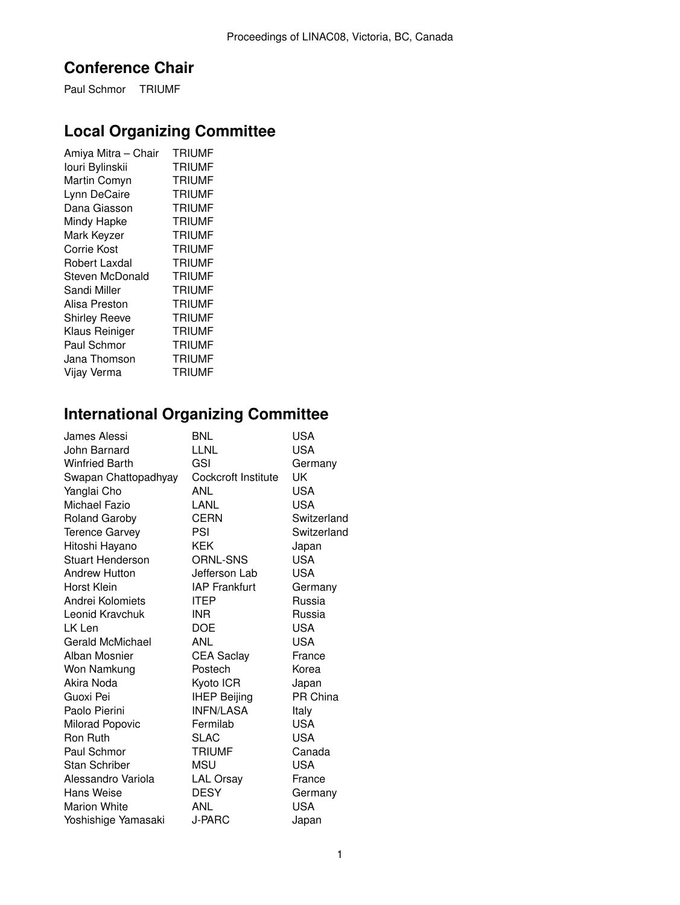## Conference Chair

Paul Schmor TRIUMF

## Local Organizing Committee

| | |
|---|---|
| Amiya Mitra – Chair | TRIUMF |
| Iouri Bylinskii | TRIUMF |
| Martin Comyn | TRIUMF |
| Lynn DeCaire | TRIUMF |
| Dana Giasson | TRIUMF |
| Mindy Hapke | TRIUMF |
| Mark Keyzer | TRIUMF |
| Corrie Kost | TRIUMF |
| Robert Laxdal | TRIUMF |
| Steven McDonald | TRIUMF |
| Sandi Miller | TRIUMF |
| Alisa Preston | TRIUMF |
| Shirley Reeve | TRIUMF |
| Klaus Reiniger | TRIUMF |
| Paul Schmor | TRIUMF |
| Jana Thomson | TRIUMF |
| Vijay Verma | TRIUMF |

## International Organizing Committee

| | | |
|---|---|---|
| James Alessi | BNL | USA |
| John Barnard | LLNL | USA |
| Winfried Barth | GSI | Germany |
| Swapan Chattopadhyay | Cockcroft Institute | UK |
| Yanglai Cho | ANL | USA |
| Michael Fazio | LANL | USA |
| Roland Garoby | CERN | Switzerland |
| Terence Garvey | PSI | Switzerland |
| Hitoshi Hayano | KEK | Japan |
| Stuart Henderson | ORNL-SNS | USA |
| Andrew Hutton | Jefferson Lab | USA |
| Horst Klein | IAP Frankfurt | Germany |
| Andrei Kolomiets | ITEP | Russia |
| Leonid Kravchuk | INR | Russia |
| LK Len | DOE | USA |
| Gerald McMichael | ANL | USA |
| Alban Mosnier | CEA Saclay | France |
| Won Namkung | Postech | Korea |
| Akira Noda | Kyoto ICR | Japan |
| Guoxi Pei | IHEP Beijing | PR China |
| Paolo Pierini | INFN/LASA | Italy |
| Milorad Popovic | Fermilab | USA |
| Ron Ruth | SLAC | USA |
| Paul Schmor | TRIUMF | Canada |
| Stan Schriber | MSU | USA |
| Alessandro Variola | LAL Orsay | France |
| Hans Weise | DESY | Germany |
| Marion White | ANL | USA |
| Yoshishige Yamasaki | J-PARC | Japan |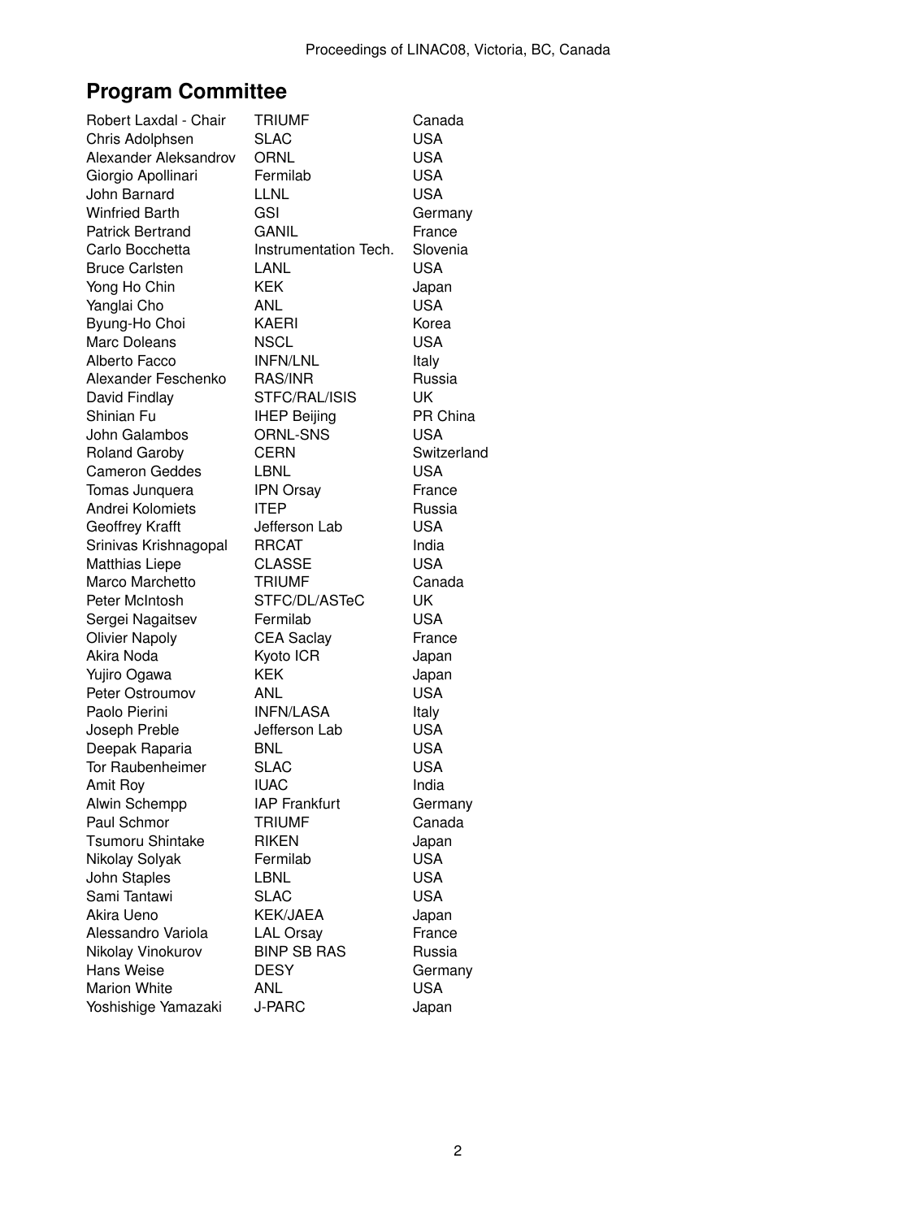## Program Committee

| | | |
|---|---|---|
| Robert Laxdal - Chair | TRIUMF | Canada |
| Chris Adolphsen | SLAC | USA |
| Alexander Aleksandrov | ORNL | USA |
| Giorgio Apollinari | Fermilab | USA |
| John Barnard | LLNL | USA |
| Winfried Barth | GSI | Germany |
| Patrick Bertrand | GANIL | France |
| Carlo Bocchetta | Instrumentation Tech. | Slovenia |
| Bruce Carlsten | LANL | USA |
| Yong Ho Chin | KEK | Japan |
| Yanglai Cho | ANL | USA |
| Byung-Ho Choi | KAERI | Korea |
| Marc Doleans | NSCL | USA |
| Alberto Facco | INFN/LNL | Italy |
| Alexander Feschenko | RAS/INR | Russia |
| David Findlay | STFC/RAL/ISIS | UK |
| Shinian Fu | IHEP Beijing | PR China |
| John Galambos | ORNL-SNS | USA |
| Roland Garoby | CERN | Switzerland |
| Cameron Geddes | LBNL | USA |
| Tomas Junquera | IPN Orsay | France |
| Andrei Kolomiets | ITEP | Russia |
| Geoffrey Krafft | Jefferson Lab | USA |
| Srinivas Krishnagopal | RRCAT | India |
| Matthias Liepe | CLASSE | USA |
| Marco Marchetto | TRIUMF | Canada |
| Peter McIntosh | STFC/DL/ASTeC | UK |
| Sergei Nagaitsev | Fermilab | USA |
| Olivier Napoly | CEA Saclay | France |
| Akira Noda | Kyoto ICR | Japan |
| Yujiro Ogawa | KEK | Japan |
| Peter Ostroumov | ANL | USA |
| Paolo Pierini | INFN/LASA | Italy |
| Joseph Preble | Jefferson Lab | USA |
| Deepak Raparia | BNL | USA |
| Tor Raubenheimer | SLAC | USA |
| Amit Roy | IUAC | India |
| Alwin Schempp | IAP Frankfurt | Germany |
| Paul Schmor | TRIUMF | Canada |
| Tsumoru Shintake | RIKEN | Japan |
| Nikolay Solyak | Fermilab | USA |
| John Staples | LBNL | USA |
| Sami Tantawi | SLAC | USA |
| Akira Ueno | KEK/JAEA | Japan |
| Alessandro Variola | LAL Orsay | France |
| Nikolay Vinokurov | BINP SB RAS | Russia |
| Hans Weise | DESY | Germany |
| Marion White | ANL | USA |
| Yoshishige Yamazaki | J-PARC | Japan |